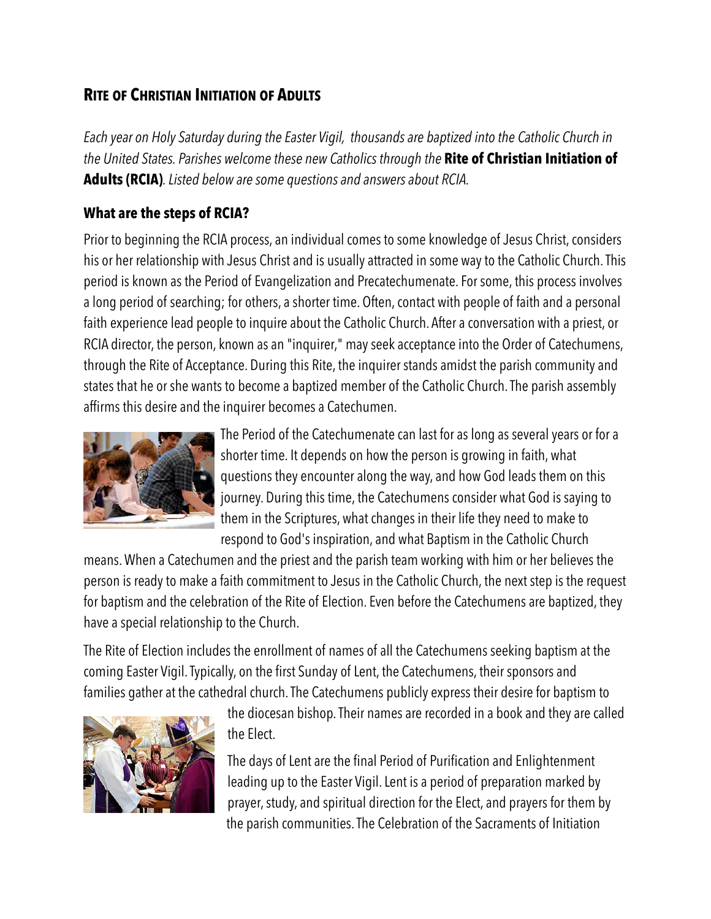## Rite of Christian Initiation of Adults

*Each year on Holy Saturday during the Easter Vigil, thousands are baptized into the Catholic Church in the United States. Parishes welcome these new Catholics through the* **Rite of Christian Initiation of Adults (RCIA)**. *Listed below are some questions and answers about RCIA.*

### What are the steps of RCIA?

Prior to beginning the RCIA process, an individual comes to some knowledge of Jesus Christ, considers his or her relationship with Jesus Christ and is usually attracted in some way to the Catholic Church. This period is known as the Period of Evangelization and Precatechumenate. For some, this process involves a long period of searching; for others, a shorter time. Often, contact with people of faith and a personal faith experience lead people to inquire about the Catholic Church. After a conversation with a priest, or RCIA director, the person, known as an "inquirer," may seek acceptance into the Order of Catechumens, through the Rite of Acceptance. During this Rite, the inquirer stands amidst the parish community and states that he or she wants to become a baptized member of the Catholic Church. The parish assembly affirms this desire and the inquirer becomes a Catechumen.

The Period of the Catechumenate can last for as long as several years or for a shorter time. It depends on how the person is growing in faith, what questions they encounter along the way, and how God leads them on this journey. During this time, the Catechumens consider what God is saying to them in the Scriptures, what changes in their life they need to make to respond to God's inspiration, and what Baptism in the Catholic Church means. When a Catechumen and the priest and the parish team working with him or her believes the person is ready to make a faith commitment to Jesus in the Catholic Church, the next step is the request for baptism and the celebration of the Rite of Election. Even before the Catechumens are baptized, they have a special relationship to the Church.

The Rite of Election includes the enrollment of names of all the Catechumens seeking baptism at the coming Easter Vigil. Typically, on the first Sunday of Lent, the Catechumens, their sponsors and families gather at the cathedral church. The Catechumens publicly express their desire for baptism to the diocesan bishop. Their names are recorded in a book and they are called the Elect.

The days of Lent are the final Period of Purification and Enlightenment leading up to the Easter Vigil. Lent is a period of preparation marked by prayer, study, and spiritual direction for the Elect, and prayers for them by the parish communities. The Celebration of the Sacraments of Initiation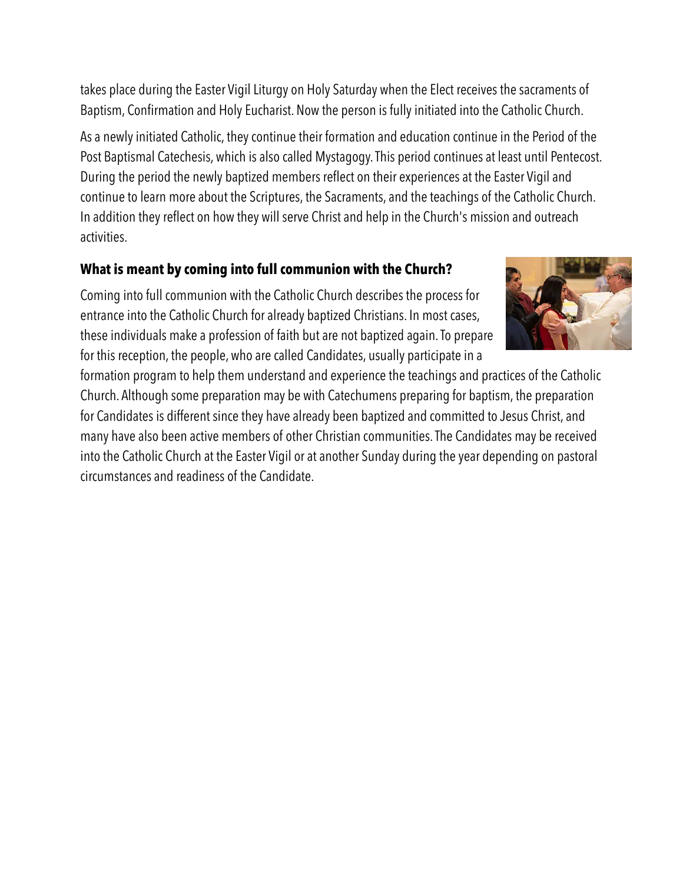takes place during the Easter Vigil Liturgy on Holy Saturday when the Elect receives the sacraments of Baptism, Confirmation and Holy Eucharist. Now the person is fully initiated into the Catholic Church.

As a newly initiated Catholic, they continue their formation and education continue in the Period of the Post Baptismal Catechesis, which is also called Mystagogy. This period continues at least until Pentecost. During the period the newly baptized members reflect on their experiences at the Easter Vigil and continue to learn more about the Scriptures, the Sacraments, and the teachings of the Catholic Church. In addition they reflect on how they will serve Christ and help in the Church's mission and outreach activities.

**What is meant by coming into full communion with the Church?**

Coming into full communion with the Catholic Church describes the process for entrance into the Catholic Church for already baptized Christians. In most cases, these individuals make a profession of faith but are not baptized again. To prepare for this reception, the people, who are called Candidates, usually participate in a formation program to help them understand and experience the teachings and practices of the Catholic Church. Although some preparation may be with Catechumens preparing for baptism, the preparation for Candidates is different since they have already been baptized and committed to Jesus Christ, and many have also been active members of other Christian communities. The Candidates may be received into the Catholic Church at the Easter Vigil or at another Sunday during the year depending on pastoral circumstances and readiness of the Candidate.